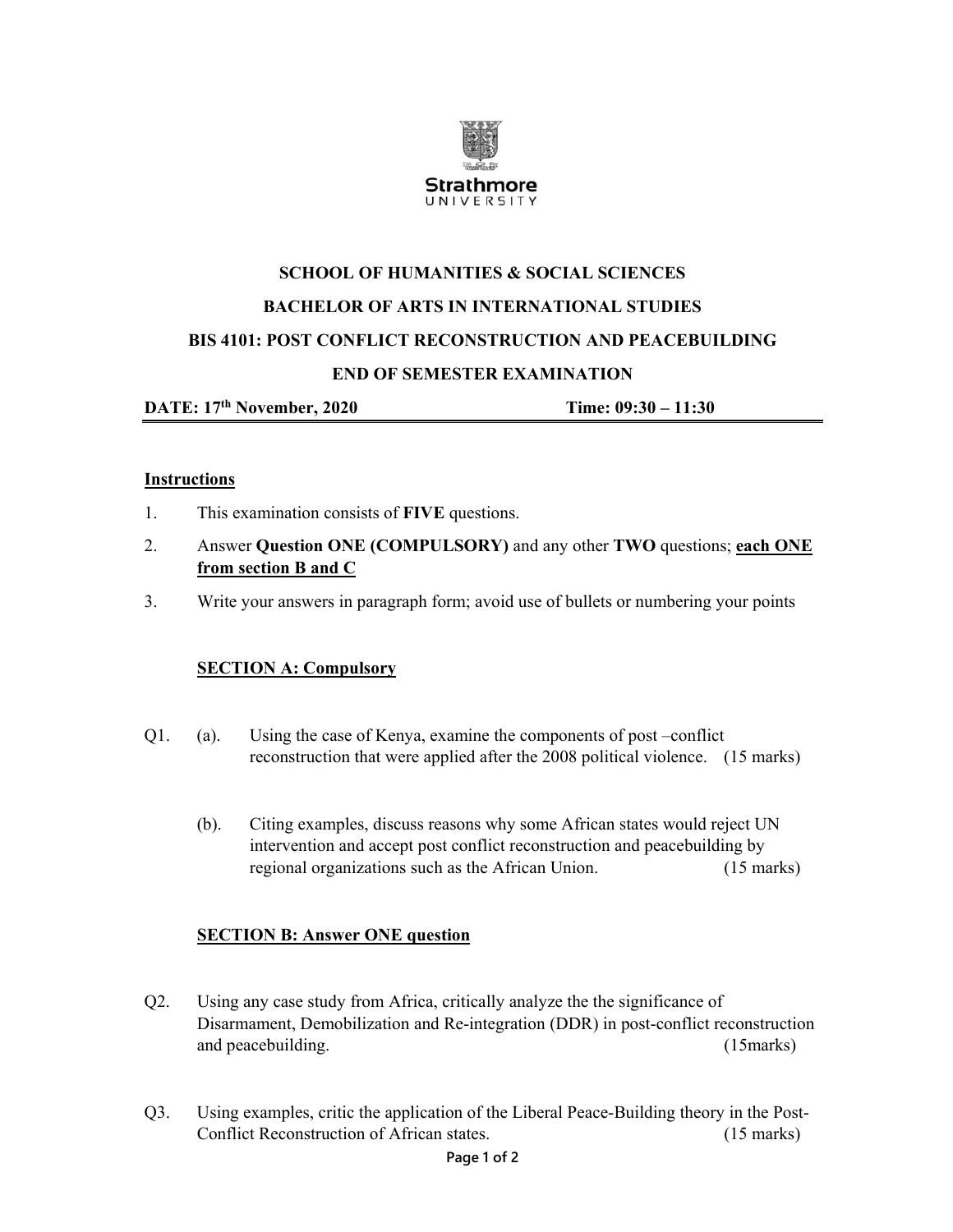Strathmore
UNIVERSITY

**SCHOOL OF HUMANITIES & SOCIAL SCIENCES**

**BACHELOR OF ARTS IN INTERNATIONAL STUDIES**

**BIS 4101: POST CONFLICT RECONSTRUCTION AND PEACEBUILDING**

**END OF SEMESTER EXAMINATION**

**DATE: 17th November, 2020** **Time: 09:30 – 11:30**

## Instructions

1. This examination consists of **FIVE** questions.
2. Answer **Question ONE (COMPULSORY)** and any other **TWO** questions; **each ONE from section B and C**
3. Write your answers in paragraph form; avoid use of bullets or numbering your points

## SECTION A: Compulsory

Q1. (a). Using the case of Kenya, examine the components of post –conflict reconstruction that were applied after the 2008 political violence. (15 marks)

(b). Citing examples, discuss reasons why some African states would reject UN intervention and accept post conflict reconstruction and peacebuilding by regional organizations such as the African Union. (15 marks)

## SECTION B: Answer ONE question

Q2. Using any case study from Africa, critically analyze the the significance of Disarmament, Demobilization and Re-integration (DDR) in post-conflict reconstruction and peacebuilding. (15marks)

Q3. Using examples, critic the application of the Liberal Peace-Building theory in the Post-Conflict Reconstruction of African states. (15 marks)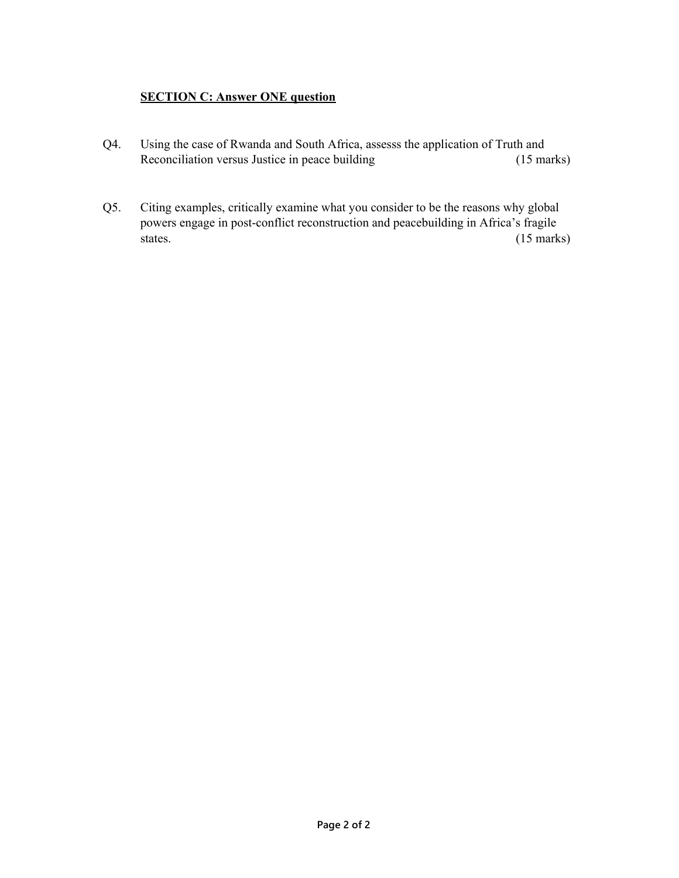**SECTION C: Answer ONE question**

Q4. Using the case of Rwanda and South Africa, assesss the application of Truth and Reconciliation versus Justice in peace building (15 marks)

Q5. Citing examples, critically examine what you consider to be the reasons why global powers engage in post-conflict reconstruction and peacebuilding in Africa's fragile states. (15 marks)